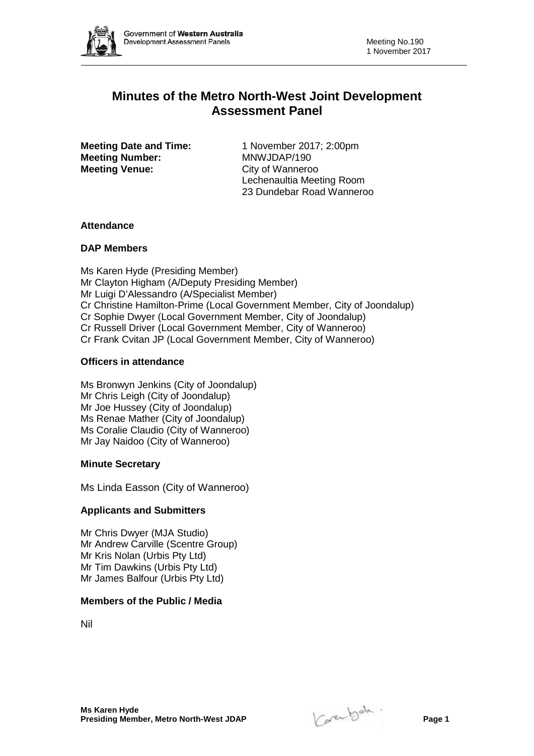# Minutes of the Metro North-West Joint Development Assessment Panel

**Meeting Date and Time:** 1 November 2017; 2:00pm
**Meeting Number:** MNWJDAP/190
**Meeting Venue:** City of Wanneroo
Lechenaultia Meeting Room
23 Dundebar Road Wanneroo

## Attendance

### DAP Members

Ms Karen Hyde (Presiding Member)
Mr Clayton Higham (A/Deputy Presiding Member)
Mr Luigi D'Alessandro (A/Specialist Member)
Cr Christine Hamilton-Prime (Local Government Member, City of Joondalup)
Cr Sophie Dwyer (Local Government Member, City of Joondalup)
Cr Russell Driver (Local Government Member, City of Wanneroo)
Cr Frank Cvitan JP (Local Government Member, City of Wanneroo)

### Officers in attendance

Ms Bronwyn Jenkins (City of Joondalup)
Mr Chris Leigh (City of Joondalup)
Mr Joe Hussey (City of Joondalup)
Ms Renae Mather (City of Joondalup)
Ms Coralie Claudio (City of Wanneroo)
Mr Jay Naidoo (City of Wanneroo)

### Minute Secretary

Ms Linda Easson (City of Wanneroo)

### Applicants and Submitters

Mr Chris Dwyer (MJA Studio)
Mr Andrew Carville (Scentre Group)
Mr Kris Nolan (Urbis Pty Ltd)
Mr Tim Dawkins (Urbis Pty Ltd)
Mr James Balfour (Urbis Pty Ltd)

### Members of the Public / Media

Nil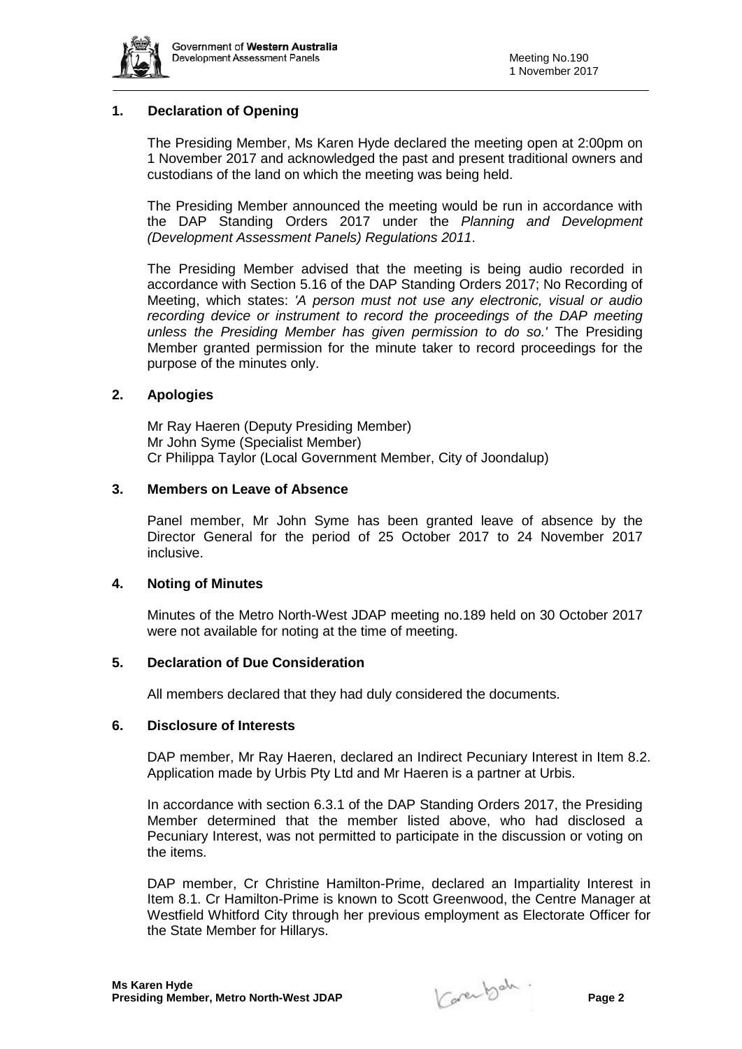## 1. Declaration of Opening

The Presiding Member, Ms Karen Hyde declared the meeting open at 2:00pm on 1 November 2017 and acknowledged the past and present traditional owners and custodians of the land on which the meeting was being held.

The Presiding Member announced the meeting would be run in accordance with the DAP Standing Orders 2017 under the *Planning and Development (Development Assessment Panels) Regulations 2011*.

The Presiding Member advised that the meeting is being audio recorded in accordance with Section 5.16 of the DAP Standing Orders 2017; No Recording of Meeting, which states: *'A person must not use any electronic, visual or audio recording device or instrument to record the proceedings of the DAP meeting unless the Presiding Member has given permission to do so.'* The Presiding Member granted permission for the minute taker to record proceedings for the purpose of the minutes only.

## 2. Apologies

Mr Ray Haeren (Deputy Presiding Member)
Mr John Syme (Specialist Member)
Cr Philippa Taylor (Local Government Member, City of Joondalup)

## 3. Members on Leave of Absence

Panel member, Mr John Syme has been granted leave of absence by the Director General for the period of 25 October 2017 to 24 November 2017 inclusive.

## 4. Noting of Minutes

Minutes of the Metro North-West JDAP meeting no.189 held on 30 October 2017 were not available for noting at the time of meeting.

## 5. Declaration of Due Consideration

All members declared that they had duly considered the documents.

## 6. Disclosure of Interests

DAP member, Mr Ray Haeren, declared an Indirect Pecuniary Interest in Item 8.2. Application made by Urbis Pty Ltd and Mr Haeren is a partner at Urbis.

In accordance with section 6.3.1 of the DAP Standing Orders 2017, the Presiding Member determined that the member listed above, who had disclosed a Pecuniary Interest, was not permitted to participate in the discussion or voting on the items.

DAP member, Cr Christine Hamilton-Prime, declared an Impartiality Interest in Item 8.1. Cr Hamilton-Prime is known to Scott Greenwood, the Centre Manager at Westfield Whitford City through her previous employment as Electorate Officer for the State Member for Hillarys.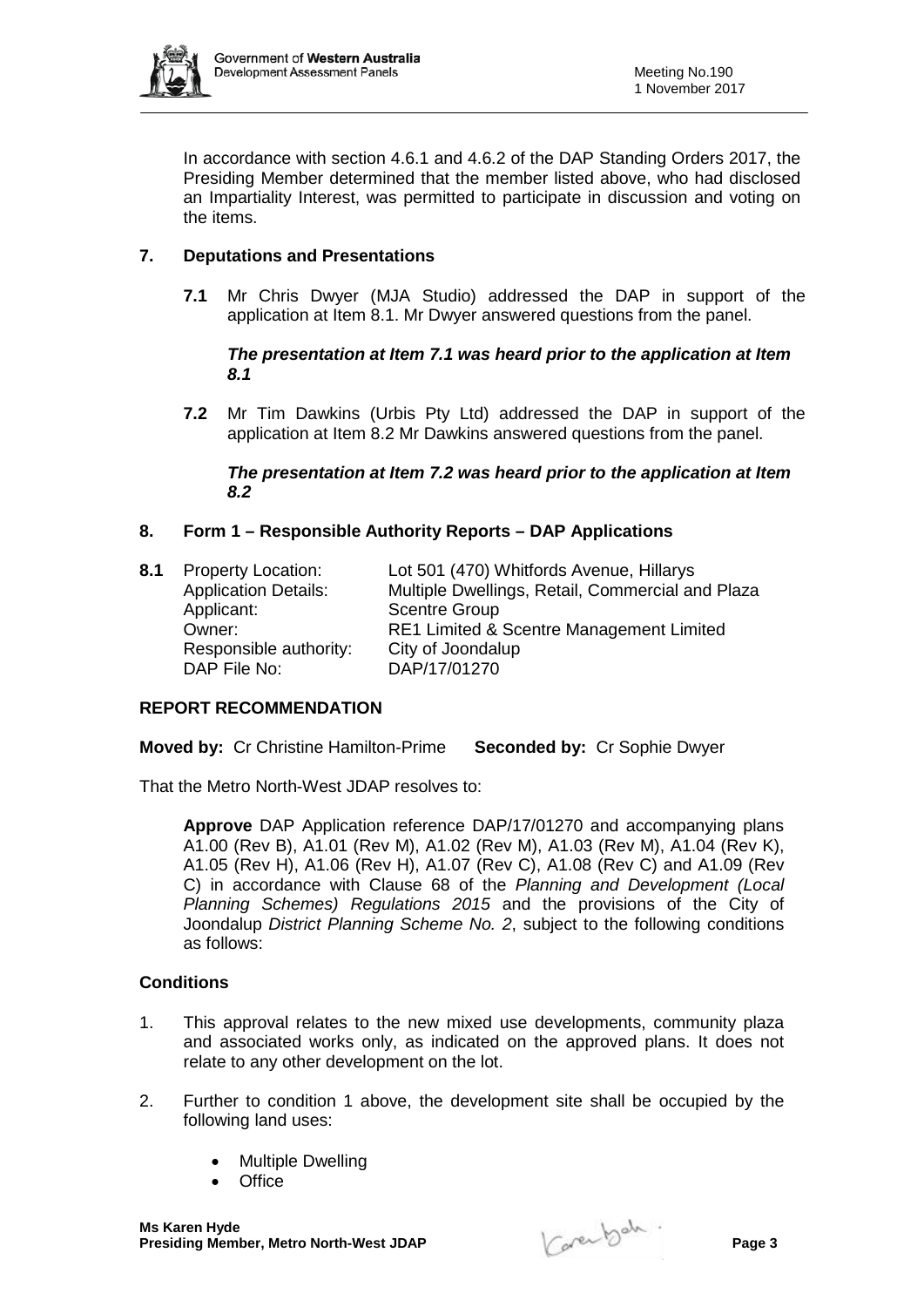In accordance with section 4.6.1 and 4.6.2 of the DAP Standing Orders 2017, the Presiding Member determined that the member listed above, who had disclosed an Impartiality Interest, was permitted to participate in discussion and voting on the items.

## 7. Deputations and Presentations

**7.1** Mr Chris Dwyer (MJA Studio) addressed the DAP in support of the application at Item 8.1. Mr Dwyer answered questions from the panel.

***The presentation at Item 7.1 was heard prior to the application at Item 8.1***

**7.2** Mr Tim Dawkins (Urbis Pty Ltd) addressed the DAP in support of the application at Item 8.2 Mr Dawkins answered questions from the panel.

***The presentation at Item 7.2 was heard prior to the application at Item 8.2***

## 8. Form 1 – Responsible Authority Reports – DAP Applications

| | | |
|---|---|---|
| **8.1** | Property Location: | Lot 501 (470) Whitfords Avenue, Hillarys |
| | Application Details: | Multiple Dwellings, Retail, Commercial and Plaza |
| | Applicant: | Scentre Group |
| | Owner: | RE1 Limited & Scentre Management Limited |
| | Responsible authority: | City of Joondalup |
| | DAP File No: | DAP/17/01270 |

**REPORT RECOMMENDATION**

**Moved by:** Cr Christine Hamilton-Prime **Seconded by:** Cr Sophie Dwyer

That the Metro North-West JDAP resolves to:

**Approve** DAP Application reference DAP/17/01270 and accompanying plans A1.00 (Rev B), A1.01 (Rev M), A1.02 (Rev M), A1.03 (Rev M), A1.04 (Rev K), A1.05 (Rev H), A1.06 (Rev H), A1.07 (Rev C), A1.08 (Rev C) and A1.09 (Rev C) in accordance with Clause 68 of the *Planning and Development (Local Planning Schemes) Regulations 2015* and the provisions of the City of Joondalup *District Planning Scheme No. 2*, subject to the following conditions as follows:

**Conditions**

1. This approval relates to the new mixed use developments, community plaza and associated works only, as indicated on the approved plans. It does not relate to any other development on the lot.

2. Further to condition 1 above, the development site shall be occupied by the following land uses:

   - Multiple Dwelling
   - Office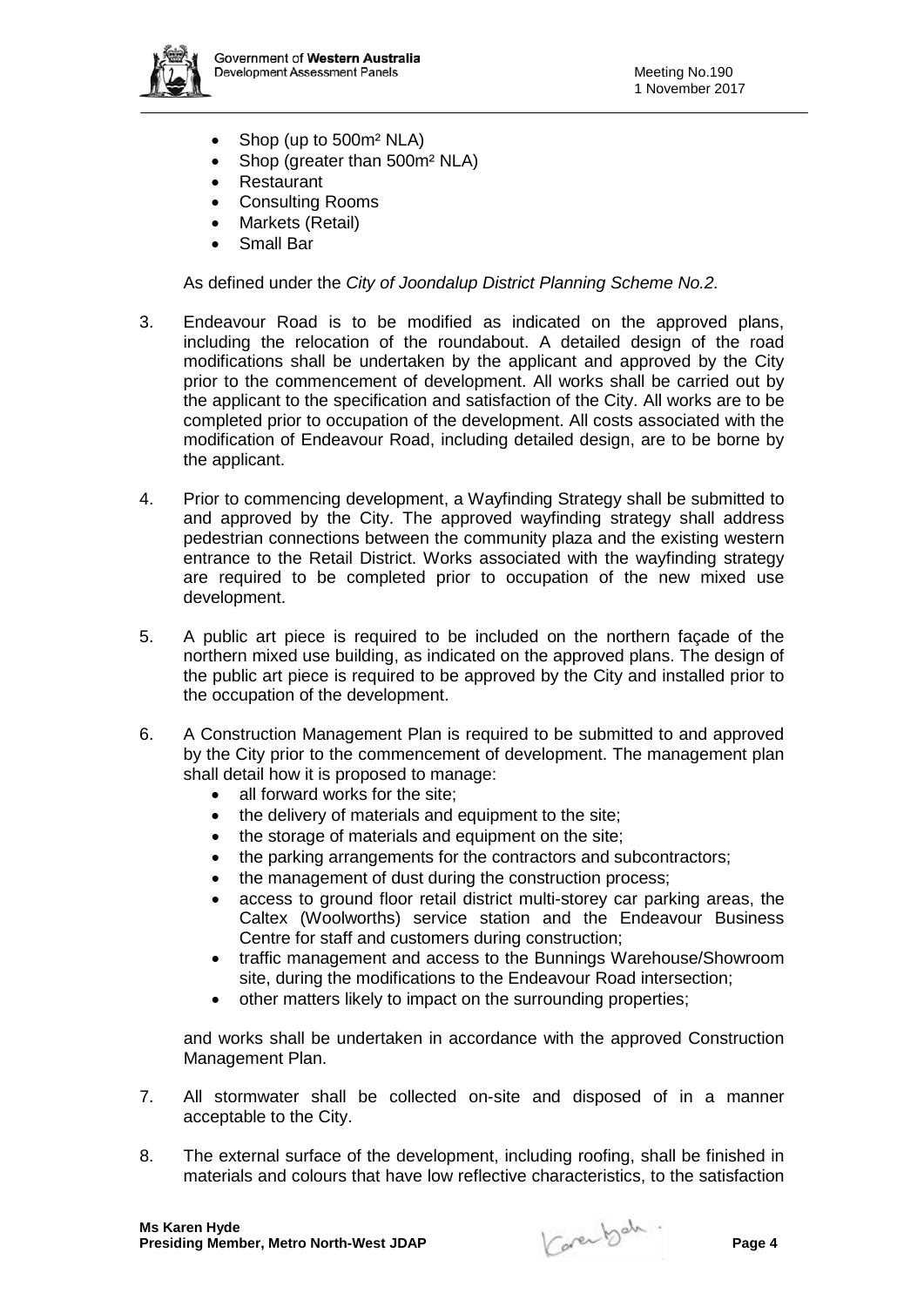- Shop (up to 500m² NLA)
- Shop (greater than 500m² NLA)
- Restaurant
- Consulting Rooms
- Markets (Retail)
- Small Bar

As defined under the *City of Joondalup District Planning Scheme No.2.*

3. Endeavour Road is to be modified as indicated on the approved plans, including the relocation of the roundabout. A detailed design of the road modifications shall be undertaken by the applicant and approved by the City prior to the commencement of development. All works shall be carried out by the applicant to the specification and satisfaction of the City. All works are to be completed prior to occupation of the development. All costs associated with the modification of Endeavour Road, including detailed design, are to be borne by the applicant.

4. Prior to commencing development, a Wayfinding Strategy shall be submitted to and approved by the City. The approved wayfinding strategy shall address pedestrian connections between the community plaza and the existing western entrance to the Retail District. Works associated with the wayfinding strategy are required to be completed prior to occupation of the new mixed use development.

5. A public art piece is required to be included on the northern façade of the northern mixed use building, as indicated on the approved plans. The design of the public art piece is required to be approved by the City and installed prior to the occupation of the development.

6. A Construction Management Plan is required to be submitted to and approved by the City prior to the commencement of development. The management plan shall detail how it is proposed to manage:
   - all forward works for the site;
   - the delivery of materials and equipment to the site;
   - the storage of materials and equipment on the site;
   - the parking arrangements for the contractors and subcontractors;
   - the management of dust during the construction process;
   - access to ground floor retail district multi-storey car parking areas, the Caltex (Woolworths) service station and the Endeavour Business Centre for staff and customers during construction;
   - traffic management and access to the Bunnings Warehouse/Showroom site, during the modifications to the Endeavour Road intersection;
   - other matters likely to impact on the surrounding properties;

   and works shall be undertaken in accordance with the approved Construction Management Plan.

7. All stormwater shall be collected on-site and disposed of in a manner acceptable to the City.

8. The external surface of the development, including roofing, shall be finished in materials and colours that have low reflective characteristics, to the satisfaction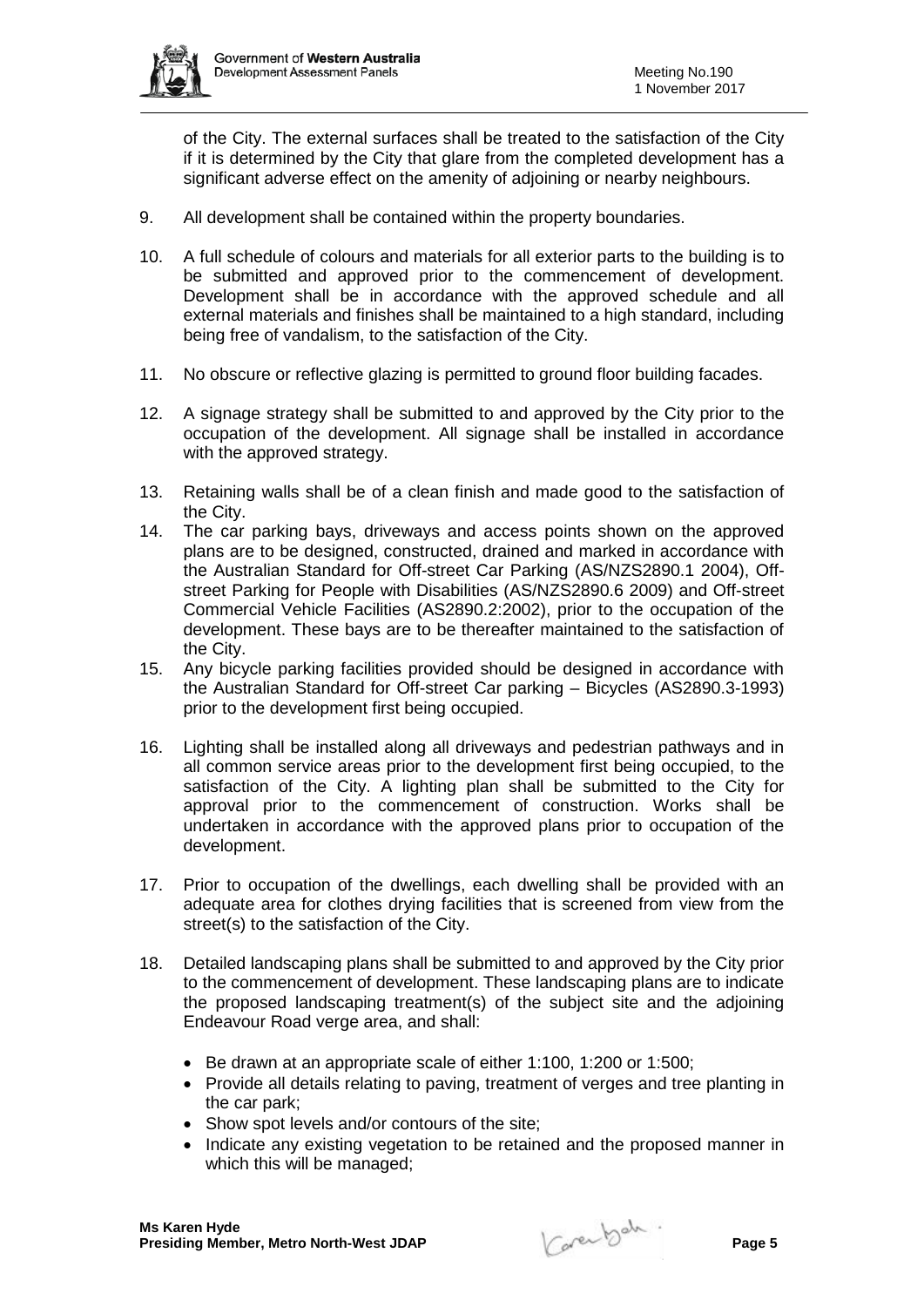of the City. The external surfaces shall be treated to the satisfaction of the City if it is determined by the City that glare from the completed development has a significant adverse effect on the amenity of adjoining or nearby neighbours.

9. All development shall be contained within the property boundaries.

10. A full schedule of colours and materials for all exterior parts to the building is to be submitted and approved prior to the commencement of development. Development shall be in accordance with the approved schedule and all external materials and finishes shall be maintained to a high standard, including being free of vandalism, to the satisfaction of the City.

11. No obscure or reflective glazing is permitted to ground floor building facades.

12. A signage strategy shall be submitted to and approved by the City prior to the occupation of the development. All signage shall be installed in accordance with the approved strategy.

13. Retaining walls shall be of a clean finish and made good to the satisfaction of the City.

14. The car parking bays, driveways and access points shown on the approved plans are to be designed, constructed, drained and marked in accordance with the Australian Standard for Off-street Car Parking (AS/NZS2890.1 2004), Off-street Parking for People with Disabilities (AS/NZS2890.6 2009) and Off-street Commercial Vehicle Facilities (AS2890.2:2002), prior to the occupation of the development. These bays are to be thereafter maintained to the satisfaction of the City.

15. Any bicycle parking facilities provided should be designed in accordance with the Australian Standard for Off-street Car parking – Bicycles (AS2890.3-1993) prior to the development first being occupied.

16. Lighting shall be installed along all driveways and pedestrian pathways and in all common service areas prior to the development first being occupied, to the satisfaction of the City. A lighting plan shall be submitted to the City for approval prior to the commencement of construction. Works shall be undertaken in accordance with the approved plans prior to occupation of the development.

17. Prior to occupation of the dwellings, each dwelling shall be provided with an adequate area for clothes drying facilities that is screened from view from the street(s) to the satisfaction of the City.

18. Detailed landscaping plans shall be submitted to and approved by the City prior to the commencement of development. These landscaping plans are to indicate the proposed landscaping treatment(s) of the subject site and the adjoining Endeavour Road verge area, and shall:

    - Be drawn at an appropriate scale of either 1:100, 1:200 or 1:500;
    - Provide all details relating to paving, treatment of verges and tree planting in the car park;
    - Show spot levels and/or contours of the site;
    - Indicate any existing vegetation to be retained and the proposed manner in which this will be managed;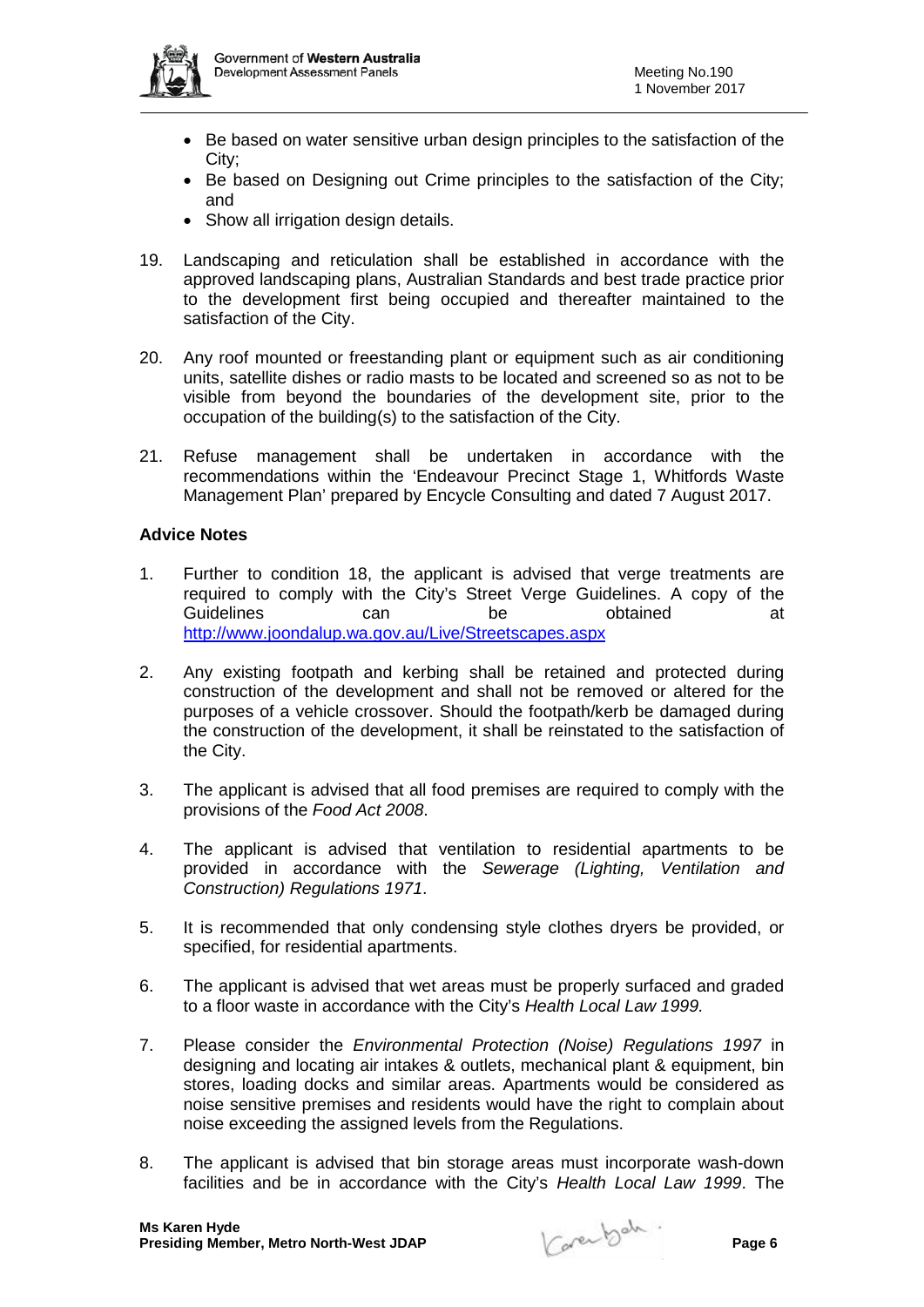- Be based on water sensitive urban design principles to the satisfaction of the City;
- Be based on Designing out Crime principles to the satisfaction of the City; and
- Show all irrigation design details.

19. Landscaping and reticulation shall be established in accordance with the approved landscaping plans, Australian Standards and best trade practice prior to the development first being occupied and thereafter maintained to the satisfaction of the City.

20. Any roof mounted or freestanding plant or equipment such as air conditioning units, satellite dishes or radio masts to be located and screened so as not to be visible from beyond the boundaries of the development site, prior to the occupation of the building(s) to the satisfaction of the City.

21. Refuse management shall be undertaken in accordance with the recommendations within the 'Endeavour Precinct Stage 1, Whitfords Waste Management Plan' prepared by Encycle Consulting and dated 7 August 2017.

**Advice Notes**

1. Further to condition 18, the applicant is advised that verge treatments are required to comply with the City's Street Verge Guidelines. A copy of the Guidelines can be obtained at http://www.joondalup.wa.gov.au/Live/Streetscapes.aspx

2. Any existing footpath and kerbing shall be retained and protected during construction of the development and shall not be removed or altered for the purposes of a vehicle crossover. Should the footpath/kerb be damaged during the construction of the development, it shall be reinstated to the satisfaction of the City.

3. The applicant is advised that all food premises are required to comply with the provisions of the *Food Act 2008*.

4. The applicant is advised that ventilation to residential apartments to be provided in accordance with the *Sewerage (Lighting, Ventilation and Construction) Regulations 1971*.

5. It is recommended that only condensing style clothes dryers be provided, or specified, for residential apartments.

6. The applicant is advised that wet areas must be properly surfaced and graded to a floor waste in accordance with the City's *Health Local Law 1999.*

7. Please consider the *Environmental Protection (Noise) Regulations 1997* in designing and locating air intakes & outlets, mechanical plant & equipment, bin stores, loading docks and similar areas. Apartments would be considered as noise sensitive premises and residents would have the right to complain about noise exceeding the assigned levels from the Regulations.

8. The applicant is advised that bin storage areas must incorporate wash-down facilities and be in accordance with the City's *Health Local Law 1999*. The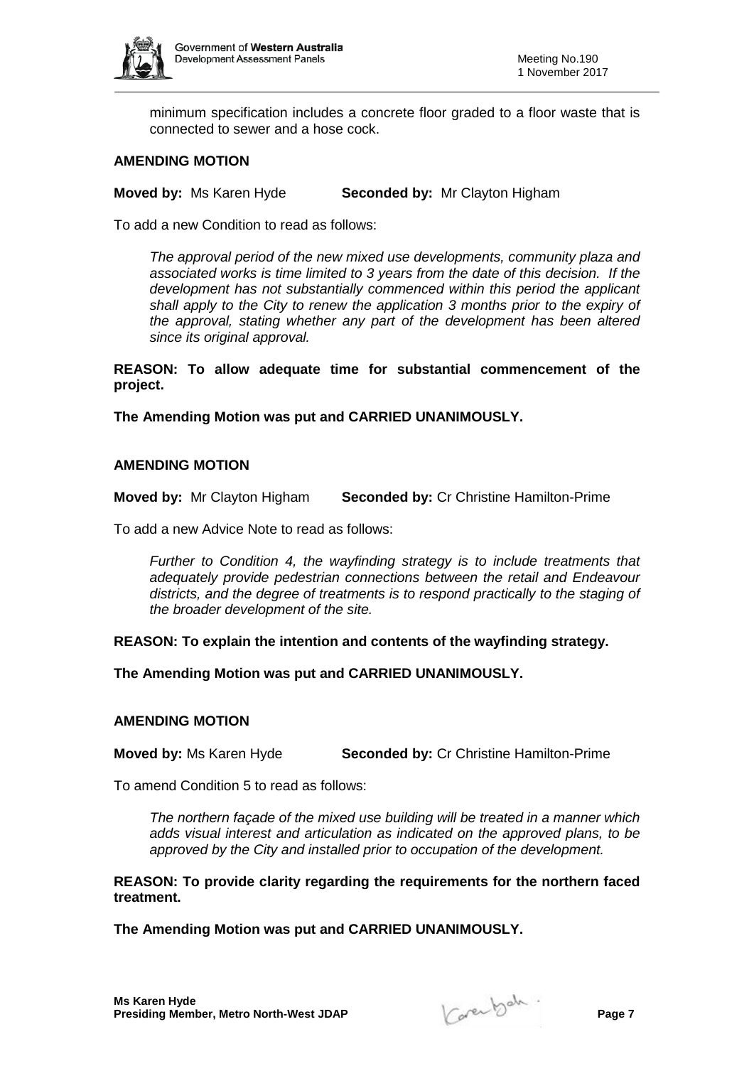minimum specification includes a concrete floor graded to a floor waste that is connected to sewer and a hose cock.

**AMENDING MOTION**

**Moved by:** Ms Karen Hyde **Seconded by:** Mr Clayton Higham

To add a new Condition to read as follows:

> *The approval period of the new mixed use developments, community plaza and associated works is time limited to 3 years from the date of this decision. If the development has not substantially commenced within this period the applicant shall apply to the City to renew the application 3 months prior to the expiry of the approval, stating whether any part of the development has been altered since its original approval.*

**REASON: To allow adequate time for substantial commencement of the project.**

**The Amending Motion was put and CARRIED UNANIMOUSLY.**

**AMENDING MOTION**

**Moved by:** Mr Clayton Higham **Seconded by:** Cr Christine Hamilton-Prime

To add a new Advice Note to read as follows:

> *Further to Condition 4, the wayfinding strategy is to include treatments that adequately provide pedestrian connections between the retail and Endeavour districts, and the degree of treatments is to respond practically to the staging of the broader development of the site.*

**REASON: To explain the intention and contents of the wayfinding strategy.**

**The Amending Motion was put and CARRIED UNANIMOUSLY.**

**AMENDING MOTION**

**Moved by:** Ms Karen Hyde **Seconded by:** Cr Christine Hamilton-Prime

To amend Condition 5 to read as follows:

> *The northern façade of the mixed use building will be treated in a manner which adds visual interest and articulation as indicated on the approved plans, to be approved by the City and installed prior to occupation of the development.*

**REASON: To provide clarity regarding the requirements for the northern faced treatment.**

**The Amending Motion was put and CARRIED UNANIMOUSLY.**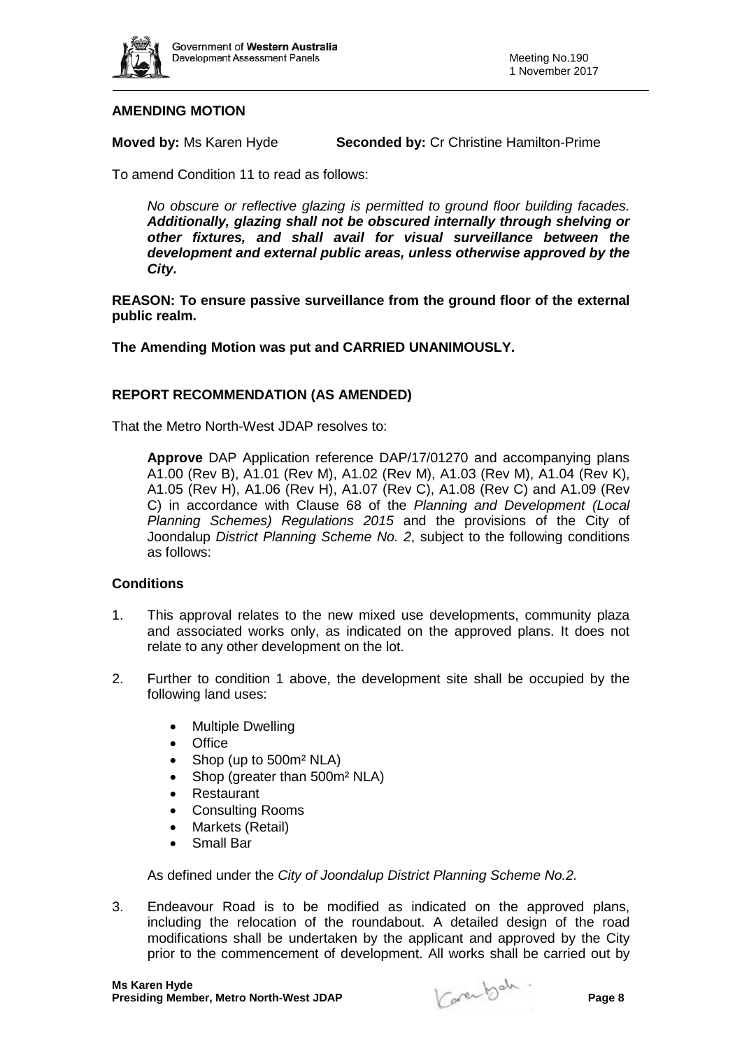**AMENDING MOTION**

**Moved by:** Ms Karen Hyde **Seconded by:** Cr Christine Hamilton-Prime

To amend Condition 11 to read as follows:

*No obscure or reflective glazing is permitted to ground floor building facades.* ***Additionally, glazing shall not be obscured internally through shelving or other fixtures, and shall avail for visual surveillance between the development and external public areas, unless otherwise approved by the City.***

**REASON: To ensure passive surveillance from the ground floor of the external public realm.**

**The Amending Motion was put and CARRIED UNANIMOUSLY.**

**REPORT RECOMMENDATION (AS AMENDED)**

That the Metro North-West JDAP resolves to:

**Approve** DAP Application reference DAP/17/01270 and accompanying plans A1.00 (Rev B), A1.01 (Rev M), A1.02 (Rev M), A1.03 (Rev M), A1.04 (Rev K), A1.05 (Rev H), A1.06 (Rev H), A1.07 (Rev C), A1.08 (Rev C) and A1.09 (Rev C) in accordance with Clause 68 of the *Planning and Development (Local Planning Schemes) Regulations 2015* and the provisions of the City of Joondalup *District Planning Scheme No. 2*, subject to the following conditions as follows:

**Conditions**

1. This approval relates to the new mixed use developments, community plaza and associated works only, as indicated on the approved plans. It does not relate to any other development on the lot.

2. Further to condition 1 above, the development site shall be occupied by the following land uses:

   - Multiple Dwelling
   - Office
   - Shop (up to 500m² NLA)
   - Shop (greater than 500m² NLA)
   - Restaurant
   - Consulting Rooms
   - Markets (Retail)
   - Small Bar

   As defined under the *City of Joondalup District Planning Scheme No.2.*

3. Endeavour Road is to be modified as indicated on the approved plans, including the relocation of the roundabout. A detailed design of the road modifications shall be undertaken by the applicant and approved by the City prior to the commencement of development. All works shall be carried out by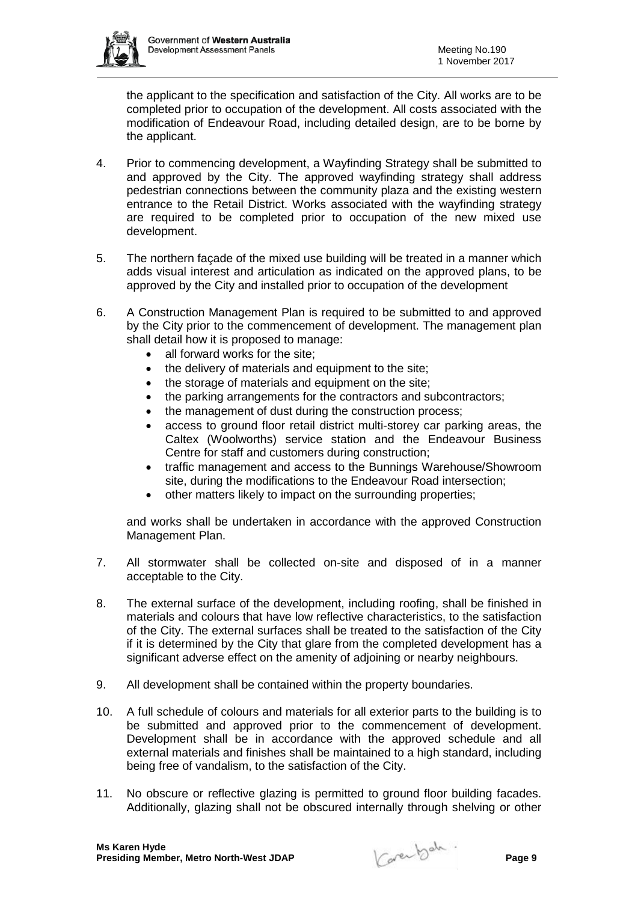the applicant to the specification and satisfaction of the City. All works are to be completed prior to occupation of the development. All costs associated with the modification of Endeavour Road, including detailed design, are to be borne by the applicant.

4. Prior to commencing development, a Wayfinding Strategy shall be submitted to and approved by the City. The approved wayfinding strategy shall address pedestrian connections between the community plaza and the existing western entrance to the Retail District. Works associated with the wayfinding strategy are required to be completed prior to occupation of the new mixed use development.

5. The northern façade of the mixed use building will be treated in a manner which adds visual interest and articulation as indicated on the approved plans, to be approved by the City and installed prior to occupation of the development

6. A Construction Management Plan is required to be submitted to and approved by the City prior to the commencement of development. The management plan shall detail how it is proposed to manage:
   - all forward works for the site;
   - the delivery of materials and equipment to the site;
   - the storage of materials and equipment on the site;
   - the parking arrangements for the contractors and subcontractors;
   - the management of dust during the construction process;
   - access to ground floor retail district multi-storey car parking areas, the Caltex (Woolworths) service station and the Endeavour Business Centre for staff and customers during construction;
   - traffic management and access to the Bunnings Warehouse/Showroom site, during the modifications to the Endeavour Road intersection;
   - other matters likely to impact on the surrounding properties;

   and works shall be undertaken in accordance with the approved Construction Management Plan.

7. All stormwater shall be collected on-site and disposed of in a manner acceptable to the City.

8. The external surface of the development, including roofing, shall be finished in materials and colours that have low reflective characteristics, to the satisfaction of the City. The external surfaces shall be treated to the satisfaction of the City if it is determined by the City that glare from the completed development has a significant adverse effect on the amenity of adjoining or nearby neighbours.

9. All development shall be contained within the property boundaries.

10. A full schedule of colours and materials for all exterior parts to the building is to be submitted and approved prior to the commencement of development. Development shall be in accordance with the approved schedule and all external materials and finishes shall be maintained to a high standard, including being free of vandalism, to the satisfaction of the City.

11. No obscure or reflective glazing is permitted to ground floor building facades. Additionally, glazing shall not be obscured internally through shelving or other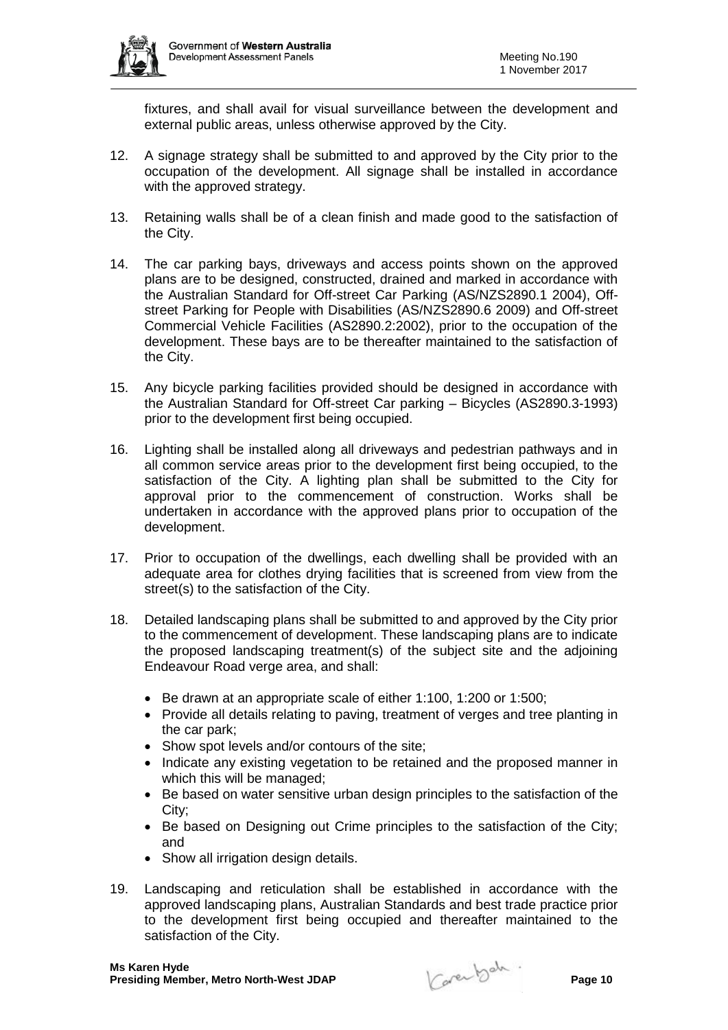fixtures, and shall avail for visual surveillance between the development and external public areas, unless otherwise approved by the City.

12. A signage strategy shall be submitted to and approved by the City prior to the occupation of the development. All signage shall be installed in accordance with the approved strategy.

13. Retaining walls shall be of a clean finish and made good to the satisfaction of the City.

14. The car parking bays, driveways and access points shown on the approved plans are to be designed, constructed, drained and marked in accordance with the Australian Standard for Off-street Car Parking (AS/NZS2890.1 2004), Off-street Parking for People with Disabilities (AS/NZS2890.6 2009) and Off-street Commercial Vehicle Facilities (AS2890.2:2002), prior to the occupation of the development. These bays are to be thereafter maintained to the satisfaction of the City.

15. Any bicycle parking facilities provided should be designed in accordance with the Australian Standard for Off-street Car parking – Bicycles (AS2890.3-1993) prior to the development first being occupied.

16. Lighting shall be installed along all driveways and pedestrian pathways and in all common service areas prior to the development first being occupied, to the satisfaction of the City. A lighting plan shall be submitted to the City for approval prior to the commencement of construction. Works shall be undertaken in accordance with the approved plans prior to occupation of the development.

17. Prior to occupation of the dwellings, each dwelling shall be provided with an adequate area for clothes drying facilities that is screened from view from the street(s) to the satisfaction of the City.

18. Detailed landscaping plans shall be submitted to and approved by the City prior to the commencement of development. These landscaping plans are to indicate the proposed landscaping treatment(s) of the subject site and the adjoining Endeavour Road verge area, and shall:
    - Be drawn at an appropriate scale of either 1:100, 1:200 or 1:500;
    - Provide all details relating to paving, treatment of verges and tree planting in the car park;
    - Show spot levels and/or contours of the site;
    - Indicate any existing vegetation to be retained and the proposed manner in which this will be managed;
    - Be based on water sensitive urban design principles to the satisfaction of the City;
    - Be based on Designing out Crime principles to the satisfaction of the City; and
    - Show all irrigation design details.

19. Landscaping and reticulation shall be established in accordance with the approved landscaping plans, Australian Standards and best trade practice prior to the development first being occupied and thereafter maintained to the satisfaction of the City.

**Ms Karen Hyde**
**Presiding Member, Metro North-West JDAP**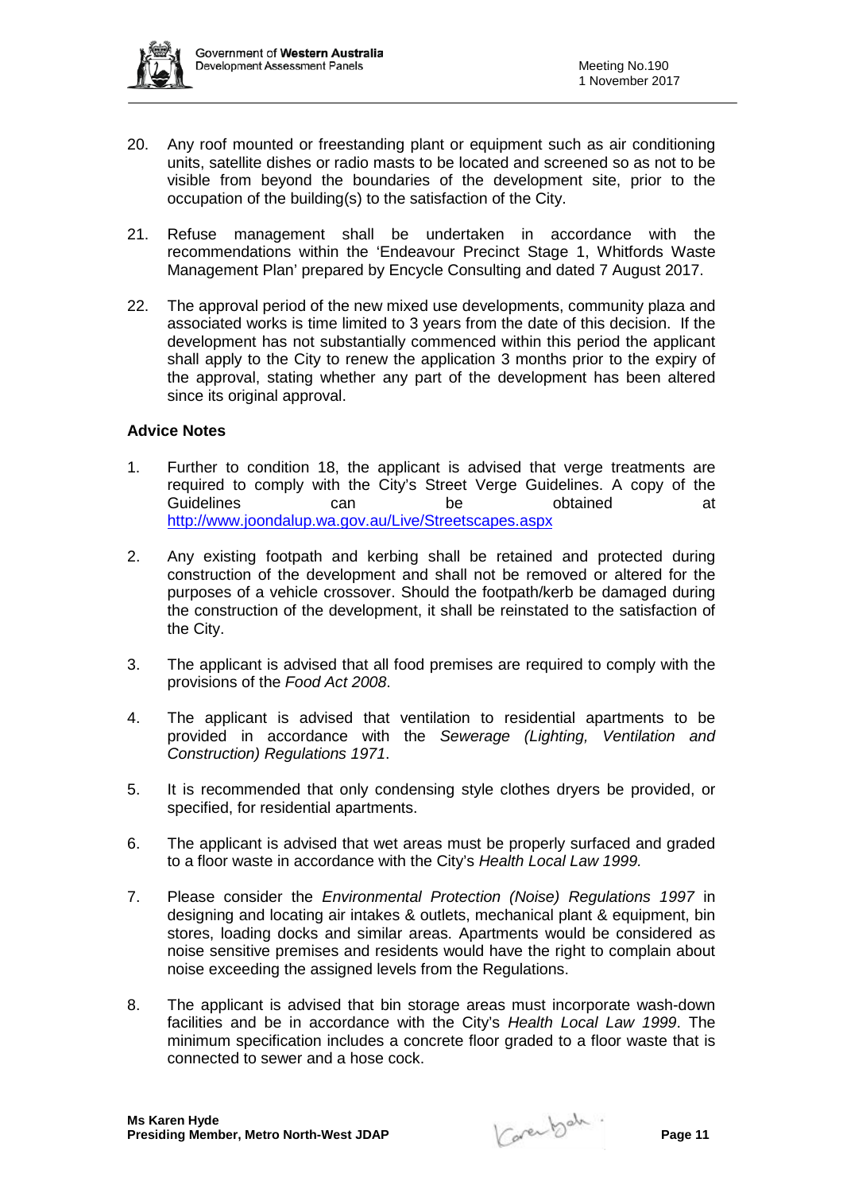20. Any roof mounted or freestanding plant or equipment such as air conditioning units, satellite dishes or radio masts to be located and screened so as not to be visible from beyond the boundaries of the development site, prior to the occupation of the building(s) to the satisfaction of the City.

21. Refuse management shall be undertaken in accordance with the recommendations within the 'Endeavour Precinct Stage 1, Whitfords Waste Management Plan' prepared by Encycle Consulting and dated 7 August 2017.

22. The approval period of the new mixed use developments, community plaza and associated works is time limited to 3 years from the date of this decision. If the development has not substantially commenced within this period the applicant shall apply to the City to renew the application 3 months prior to the expiry of the approval, stating whether any part of the development has been altered since its original approval.

**Advice Notes**

1. Further to condition 18, the applicant is advised that verge treatments are required to comply with the City's Street Verge Guidelines. A copy of the Guidelines can be obtained at http://www.joondalup.wa.gov.au/Live/Streetscapes.aspx

2. Any existing footpath and kerbing shall be retained and protected during construction of the development and shall not be removed or altered for the purposes of a vehicle crossover. Should the footpath/kerb be damaged during the construction of the development, it shall be reinstated to the satisfaction of the City.

3. The applicant is advised that all food premises are required to comply with the provisions of the *Food Act 2008*.

4. The applicant is advised that ventilation to residential apartments to be provided in accordance with the *Sewerage (Lighting, Ventilation and Construction) Regulations 1971*.

5. It is recommended that only condensing style clothes dryers be provided, or specified, for residential apartments.

6. The applicant is advised that wet areas must be properly surfaced and graded to a floor waste in accordance with the City's *Health Local Law 1999.*

7. Please consider the *Environmental Protection (Noise) Regulations 1997* in designing and locating air intakes & outlets, mechanical plant & equipment, bin stores, loading docks and similar areas. Apartments would be considered as noise sensitive premises and residents would have the right to complain about noise exceeding the assigned levels from the Regulations.

8. The applicant is advised that bin storage areas must incorporate wash-down facilities and be in accordance with the City's *Health Local Law 1999*. The minimum specification includes a concrete floor graded to a floor waste that is connected to sewer and a hose cock.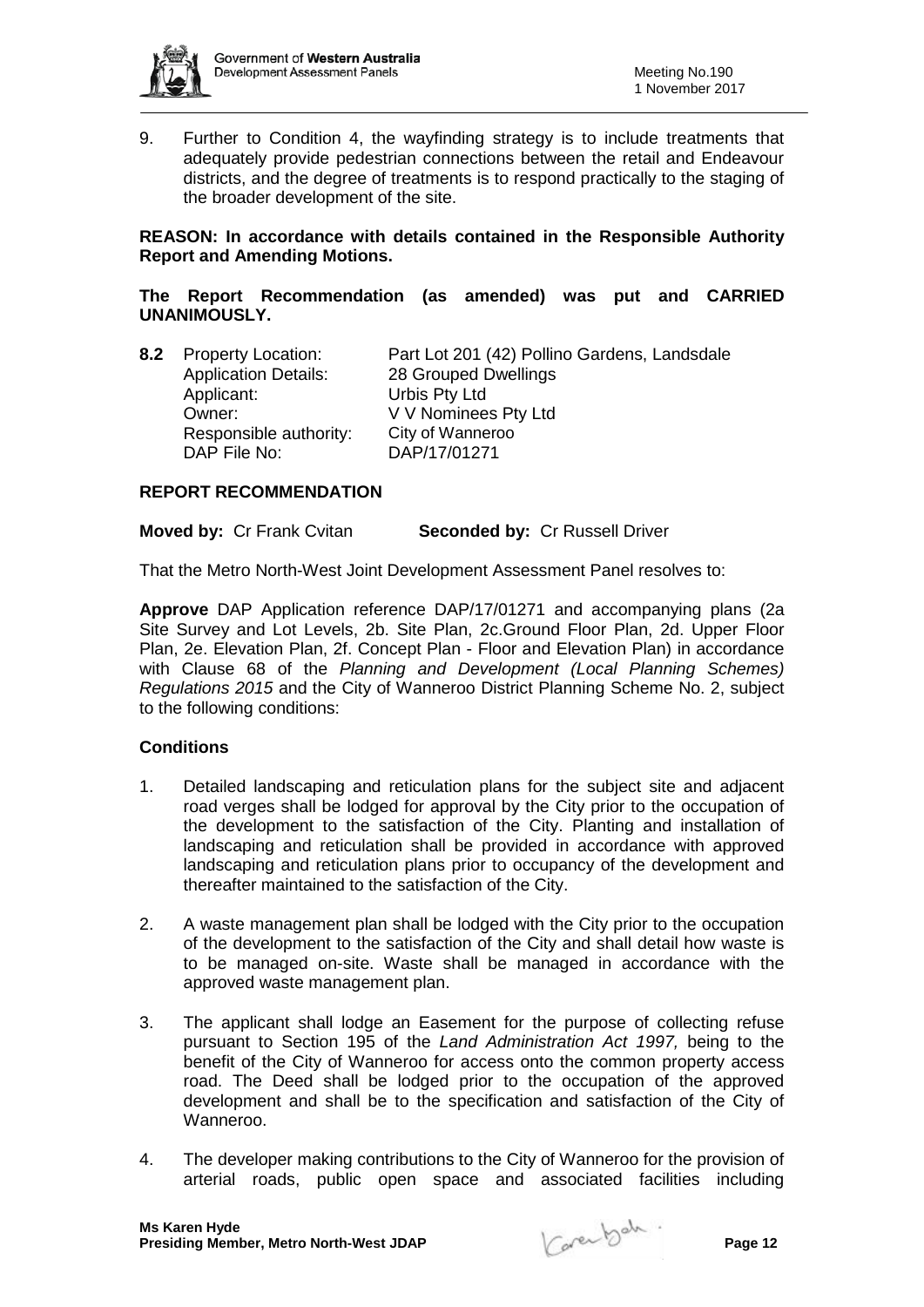9. Further to Condition 4, the wayfinding strategy is to include treatments that adequately provide pedestrian connections between the retail and Endeavour districts, and the degree of treatments is to respond practically to the staging of the broader development of the site.

**REASON: In accordance with details contained in the Responsible Authority Report and Amending Motions.**

**The Report Recommendation (as amended) was put and CARRIED UNANIMOUSLY.**

| | | |
|---|---|---|
| **8.2** | Property Location: | Part Lot 201 (42) Pollino Gardens, Landsdale |
| | Application Details: | 28 Grouped Dwellings |
| | Applicant: | Urbis Pty Ltd |
| | Owner: | V V Nominees Pty Ltd |
| | Responsible authority: | City of Wanneroo |
| | DAP File No: | DAP/17/01271 |

**REPORT RECOMMENDATION**

**Moved by:** Cr Frank Cvitan **Seconded by:** Cr Russell Driver

That the Metro North-West Joint Development Assessment Panel resolves to:

**Approve** DAP Application reference DAP/17/01271 and accompanying plans (2a Site Survey and Lot Levels, 2b. Site Plan, 2c.Ground Floor Plan, 2d. Upper Floor Plan, 2e. Elevation Plan, 2f. Concept Plan - Floor and Elevation Plan) in accordance with Clause 68 of the *Planning and Development (Local Planning Schemes) Regulations 2015* and the City of Wanneroo District Planning Scheme No. 2, subject to the following conditions:

**Conditions**

1. Detailed landscaping and reticulation plans for the subject site and adjacent road verges shall be lodged for approval by the City prior to the occupation of the development to the satisfaction of the City. Planting and installation of landscaping and reticulation shall be provided in accordance with approved landscaping and reticulation plans prior to occupancy of the development and thereafter maintained to the satisfaction of the City.

2. A waste management plan shall be lodged with the City prior to the occupation of the development to the satisfaction of the City and shall detail how waste is to be managed on-site. Waste shall be managed in accordance with the approved waste management plan.

3. The applicant shall lodge an Easement for the purpose of collecting refuse pursuant to Section 195 of the *Land Administration Act 1997,* being to the benefit of the City of Wanneroo for access onto the common property access road. The Deed shall be lodged prior to the occupation of the approved development and shall be to the specification and satisfaction of the City of Wanneroo.

4. The developer making contributions to the City of Wanneroo for the provision of arterial roads, public open space and associated facilities including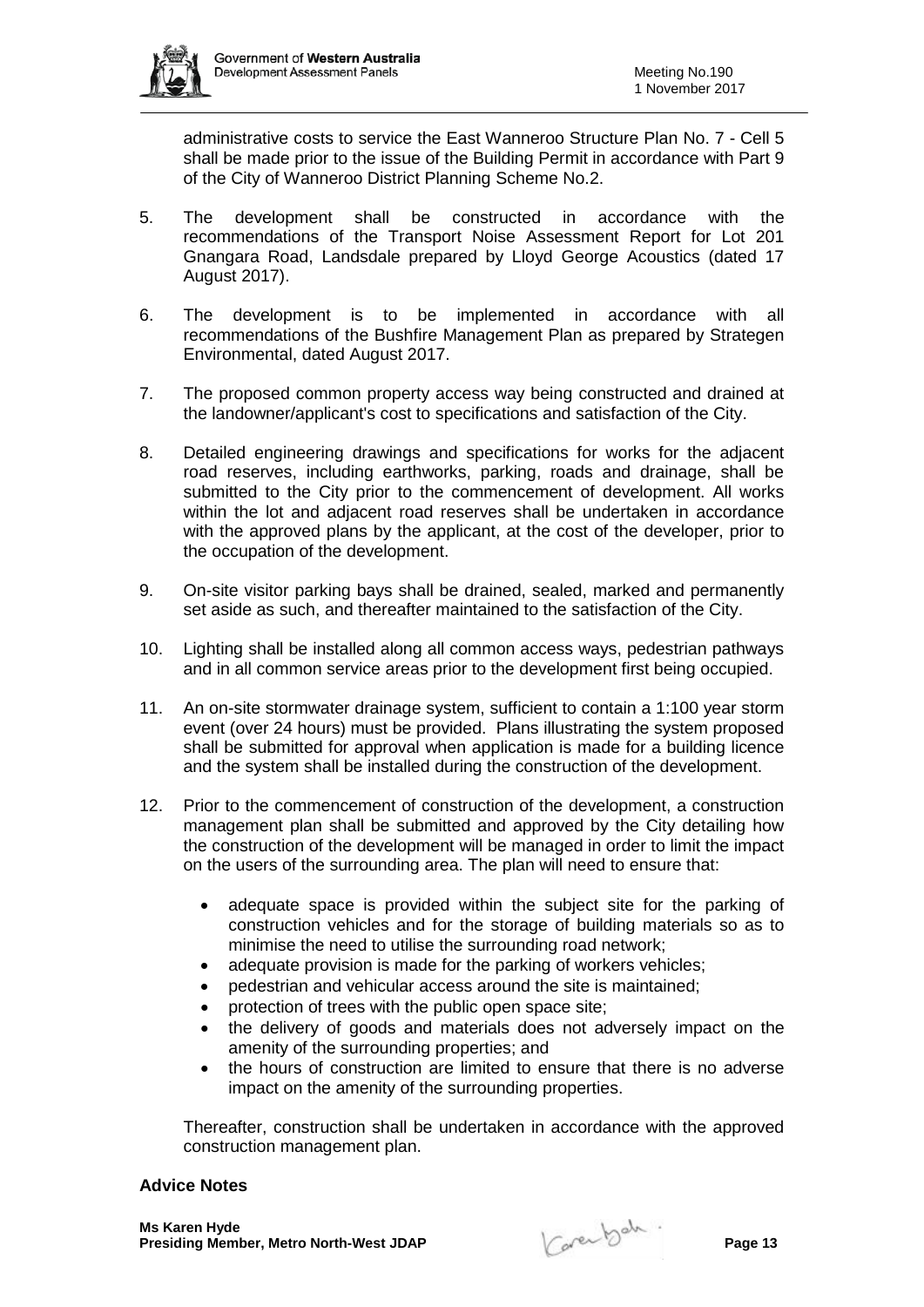administrative costs to service the East Wanneroo Structure Plan No. 7 - Cell 5 shall be made prior to the issue of the Building Permit in accordance with Part 9 of the City of Wanneroo District Planning Scheme No.2.

5. The development shall be constructed in accordance with the recommendations of the Transport Noise Assessment Report for Lot 201 Gnangara Road, Landsdale prepared by Lloyd George Acoustics (dated 17 August 2017).

6. The development is to be implemented in accordance with all recommendations of the Bushfire Management Plan as prepared by Strategen Environmental, dated August 2017.

7. The proposed common property access way being constructed and drained at the landowner/applicant's cost to specifications and satisfaction of the City.

8. Detailed engineering drawings and specifications for works for the adjacent road reserves, including earthworks, parking, roads and drainage, shall be submitted to the City prior to the commencement of development. All works within the lot and adjacent road reserves shall be undertaken in accordance with the approved plans by the applicant, at the cost of the developer, prior to the occupation of the development.

9. On-site visitor parking bays shall be drained, sealed, marked and permanently set aside as such, and thereafter maintained to the satisfaction of the City.

10. Lighting shall be installed along all common access ways, pedestrian pathways and in all common service areas prior to the development first being occupied.

11. An on-site stormwater drainage system, sufficient to contain a 1:100 year storm event (over 24 hours) must be provided. Plans illustrating the system proposed shall be submitted for approval when application is made for a building licence and the system shall be installed during the construction of the development.

12. Prior to the commencement of construction of the development, a construction management plan shall be submitted and approved by the City detailing how the construction of the development will be managed in order to limit the impact on the users of the surrounding area. The plan will need to ensure that:

    - adequate space is provided within the subject site for the parking of construction vehicles and for the storage of building materials so as to minimise the need to utilise the surrounding road network;
    - adequate provision is made for the parking of workers vehicles;
    - pedestrian and vehicular access around the site is maintained;
    - protection of trees with the public open space site;
    - the delivery of goods and materials does not adversely impact on the amenity of the surrounding properties; and
    - the hours of construction are limited to ensure that there is no adverse impact on the amenity of the surrounding properties.

    Thereafter, construction shall be undertaken in accordance with the approved construction management plan.

**Advice Notes**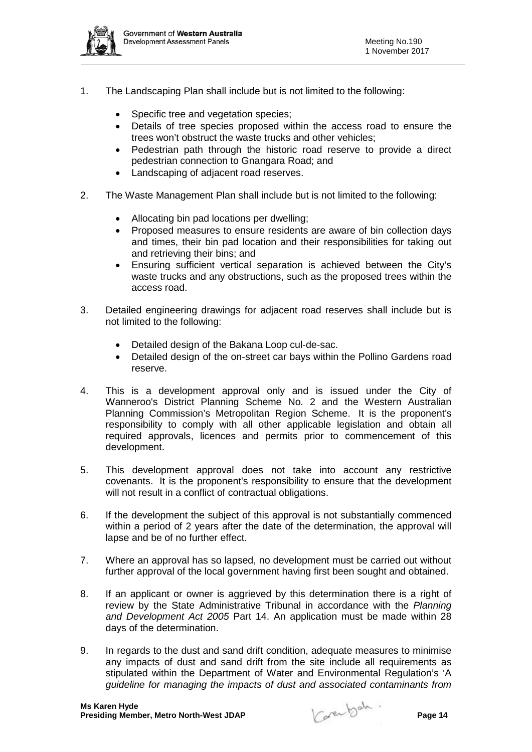1. The Landscaping Plan shall include but is not limited to the following:

   - Specific tree and vegetation species;
   - Details of tree species proposed within the access road to ensure the trees won't obstruct the waste trucks and other vehicles;
   - Pedestrian path through the historic road reserve to provide a direct pedestrian connection to Gnangara Road; and
   - Landscaping of adjacent road reserves.

2. The Waste Management Plan shall include but is not limited to the following:

   - Allocating bin pad locations per dwelling;
   - Proposed measures to ensure residents are aware of bin collection days and times, their bin pad location and their responsibilities for taking out and retrieving their bins; and
   - Ensuring sufficient vertical separation is achieved between the City's waste trucks and any obstructions, such as the proposed trees within the access road.

3. Detailed engineering drawings for adjacent road reserves shall include but is not limited to the following:

   - Detailed design of the Bakana Loop cul-de-sac.
   - Detailed design of the on-street car bays within the Pollino Gardens road reserve.

4. This is a development approval only and is issued under the City of Wanneroo's District Planning Scheme No. 2 and the Western Australian Planning Commission's Metropolitan Region Scheme. It is the proponent's responsibility to comply with all other applicable legislation and obtain all required approvals, licences and permits prior to commencement of this development.

5. This development approval does not take into account any restrictive covenants. It is the proponent's responsibility to ensure that the development will not result in a conflict of contractual obligations.

6. If the development the subject of this approval is not substantially commenced within a period of 2 years after the date of the determination, the approval will lapse and be of no further effect.

7. Where an approval has so lapsed, no development must be carried out without further approval of the local government having first been sought and obtained.

8. If an applicant or owner is aggrieved by this determination there is a right of review by the State Administrative Tribunal in accordance with the *Planning and Development Act 2005* Part 14. An application must be made within 28 days of the determination.

9. In regards to the dust and sand drift condition, adequate measures to minimise any impacts of dust and sand drift from the site include all requirements as stipulated within the Department of Water and Environmental Regulation's 'A *guideline for managing the impacts of dust and associated contaminants from*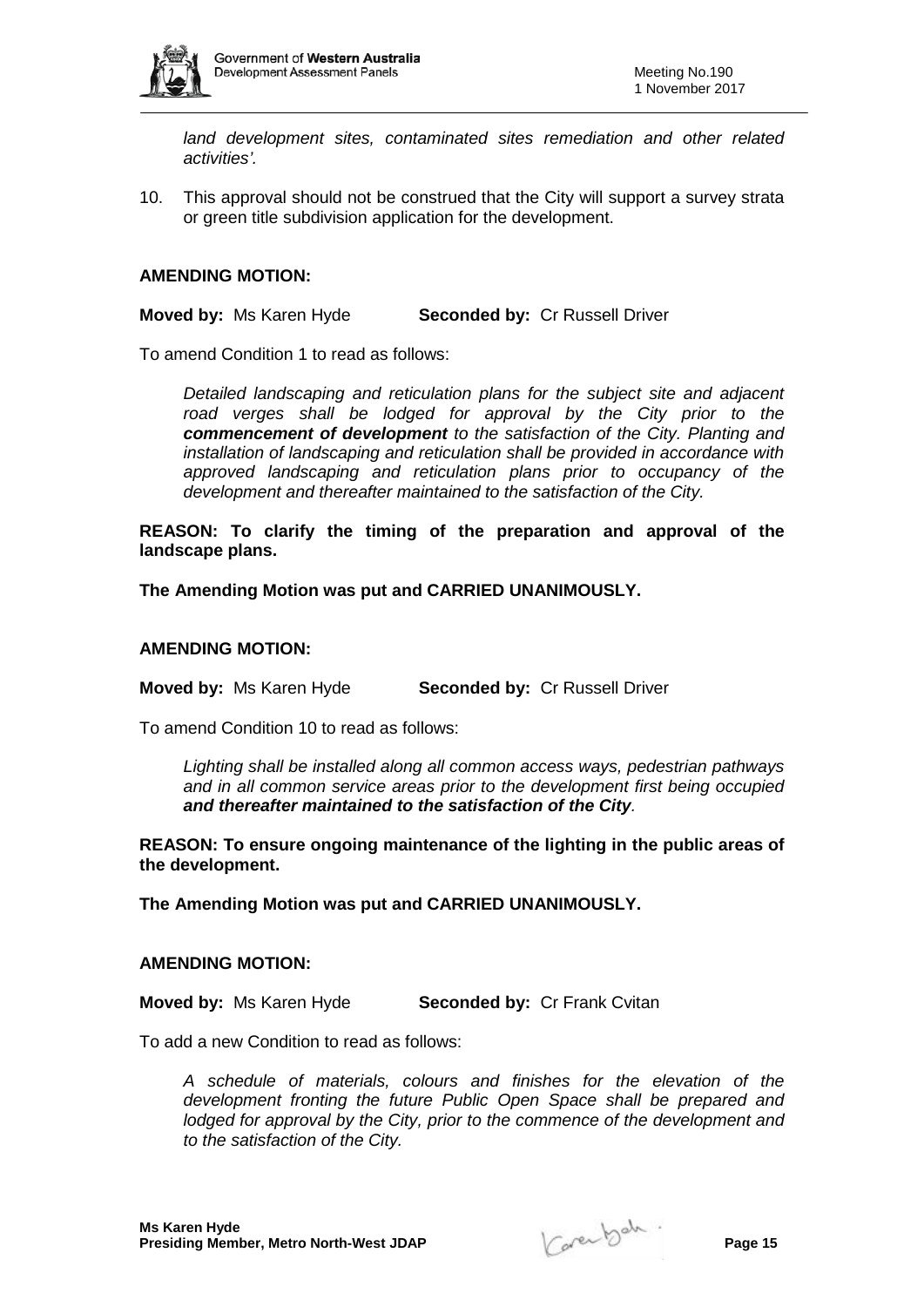*land development sites, contaminated sites remediation and other related activities'.*

10. This approval should not be construed that the City will support a survey strata or green title subdivision application for the development.

**AMENDING MOTION:**

**Moved by:** Ms Karen Hyde **Seconded by:** Cr Russell Driver

To amend Condition 1 to read as follows:

> *Detailed landscaping and reticulation plans for the subject site and adjacent road verges shall be lodged for approval by the City prior to the* ***commencement of development*** *to the satisfaction of the City. Planting and installation of landscaping and reticulation shall be provided in accordance with approved landscaping and reticulation plans prior to occupancy of the development and thereafter maintained to the satisfaction of the City.*

**REASON: To clarify the timing of the preparation and approval of the landscape plans.**

**The Amending Motion was put and CARRIED UNANIMOUSLY.**

**AMENDING MOTION:**

**Moved by:** Ms Karen Hyde **Seconded by:** Cr Russell Driver

To amend Condition 10 to read as follows:

> *Lighting shall be installed along all common access ways, pedestrian pathways and in all common service areas prior to the development first being occupied* ***and thereafter maintained to the satisfaction of the City****.*

**REASON: To ensure ongoing maintenance of the lighting in the public areas of the development.**

**The Amending Motion was put and CARRIED UNANIMOUSLY.**

**AMENDING MOTION:**

**Moved by:** Ms Karen Hyde **Seconded by:** Cr Frank Cvitan

To add a new Condition to read as follows:

> *A schedule of materials, colours and finishes for the elevation of the development fronting the future Public Open Space shall be prepared and lodged for approval by the City, prior to the commence of the development and to the satisfaction of the City.*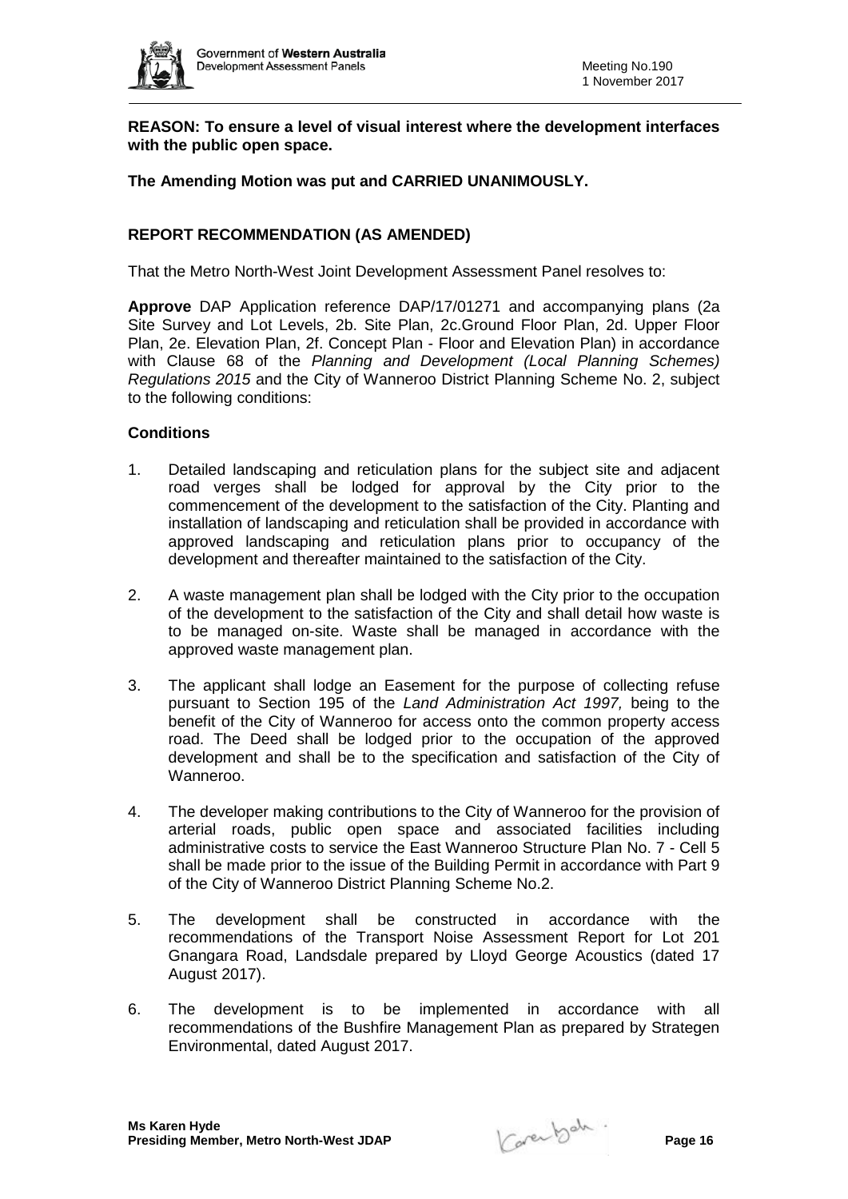**REASON: To ensure a level of visual interest where the development interfaces with the public open space.**

**The Amending Motion was put and CARRIED UNANIMOUSLY.**

## REPORT RECOMMENDATION (AS AMENDED)

That the Metro North-West Joint Development Assessment Panel resolves to:

**Approve** DAP Application reference DAP/17/01271 and accompanying plans (2a Site Survey and Lot Levels, 2b. Site Plan, 2c.Ground Floor Plan, 2d. Upper Floor Plan, 2e. Elevation Plan, 2f. Concept Plan - Floor and Elevation Plan) in accordance with Clause 68 of the *Planning and Development (Local Planning Schemes) Regulations 2015* and the City of Wanneroo District Planning Scheme No. 2, subject to the following conditions:

### Conditions

1. Detailed landscaping and reticulation plans for the subject site and adjacent road verges shall be lodged for approval by the City prior to the commencement of the development to the satisfaction of the City. Planting and installation of landscaping and reticulation shall be provided in accordance with approved landscaping and reticulation plans prior to occupancy of the development and thereafter maintained to the satisfaction of the City.

2. A waste management plan shall be lodged with the City prior to the occupation of the development to the satisfaction of the City and shall detail how waste is to be managed on-site. Waste shall be managed in accordance with the approved waste management plan.

3. The applicant shall lodge an Easement for the purpose of collecting refuse pursuant to Section 195 of the *Land Administration Act 1997,* being to the benefit of the City of Wanneroo for access onto the common property access road. The Deed shall be lodged prior to the occupation of the approved development and shall be to the specification and satisfaction of the City of Wanneroo.

4. The developer making contributions to the City of Wanneroo for the provision of arterial roads, public open space and associated facilities including administrative costs to service the East Wanneroo Structure Plan No. 7 - Cell 5 shall be made prior to the issue of the Building Permit in accordance with Part 9 of the City of Wanneroo District Planning Scheme No.2.

5. The development shall be constructed in accordance with the recommendations of the Transport Noise Assessment Report for Lot 201 Gnangara Road, Landsdale prepared by Lloyd George Acoustics (dated 17 August 2017).

6. The development is to be implemented in accordance with all recommendations of the Bushfire Management Plan as prepared by Strategen Environmental, dated August 2017.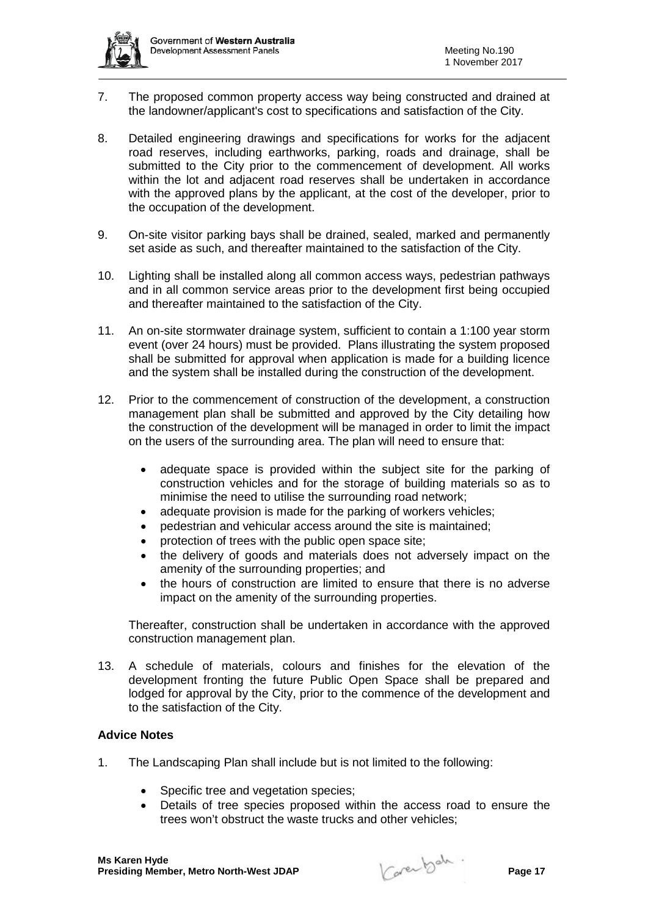7. The proposed common property access way being constructed and drained at the landowner/applicant's cost to specifications and satisfaction of the City.

8. Detailed engineering drawings and specifications for works for the adjacent road reserves, including earthworks, parking, roads and drainage, shall be submitted to the City prior to the commencement of development. All works within the lot and adjacent road reserves shall be undertaken in accordance with the approved plans by the applicant, at the cost of the developer, prior to the occupation of the development.

9. On-site visitor parking bays shall be drained, sealed, marked and permanently set aside as such, and thereafter maintained to the satisfaction of the City.

10. Lighting shall be installed along all common access ways, pedestrian pathways and in all common service areas prior to the development first being occupied and thereafter maintained to the satisfaction of the City.

11. An on-site stormwater drainage system, sufficient to contain a 1:100 year storm event (over 24 hours) must be provided. Plans illustrating the system proposed shall be submitted for approval when application is made for a building licence and the system shall be installed during the construction of the development.

12. Prior to the commencement of construction of the development, a construction management plan shall be submitted and approved by the City detailing how the construction of the development will be managed in order to limit the impact on the users of the surrounding area. The plan will need to ensure that:

    - adequate space is provided within the subject site for the parking of construction vehicles and for the storage of building materials so as to minimise the need to utilise the surrounding road network;
    - adequate provision is made for the parking of workers vehicles;
    - pedestrian and vehicular access around the site is maintained;
    - protection of trees with the public open space site;
    - the delivery of goods and materials does not adversely impact on the amenity of the surrounding properties; and
    - the hours of construction are limited to ensure that there is no adverse impact on the amenity of the surrounding properties.

    Thereafter, construction shall be undertaken in accordance with the approved construction management plan.

13. A schedule of materials, colours and finishes for the elevation of the development fronting the future Public Open Space shall be prepared and lodged for approval by the City, prior to the commence of the development and to the satisfaction of the City.

**Advice Notes**

1. The Landscaping Plan shall include but is not limited to the following:

    - Specific tree and vegetation species;
    - Details of tree species proposed within the access road to ensure the trees won't obstruct the waste trucks and other vehicles;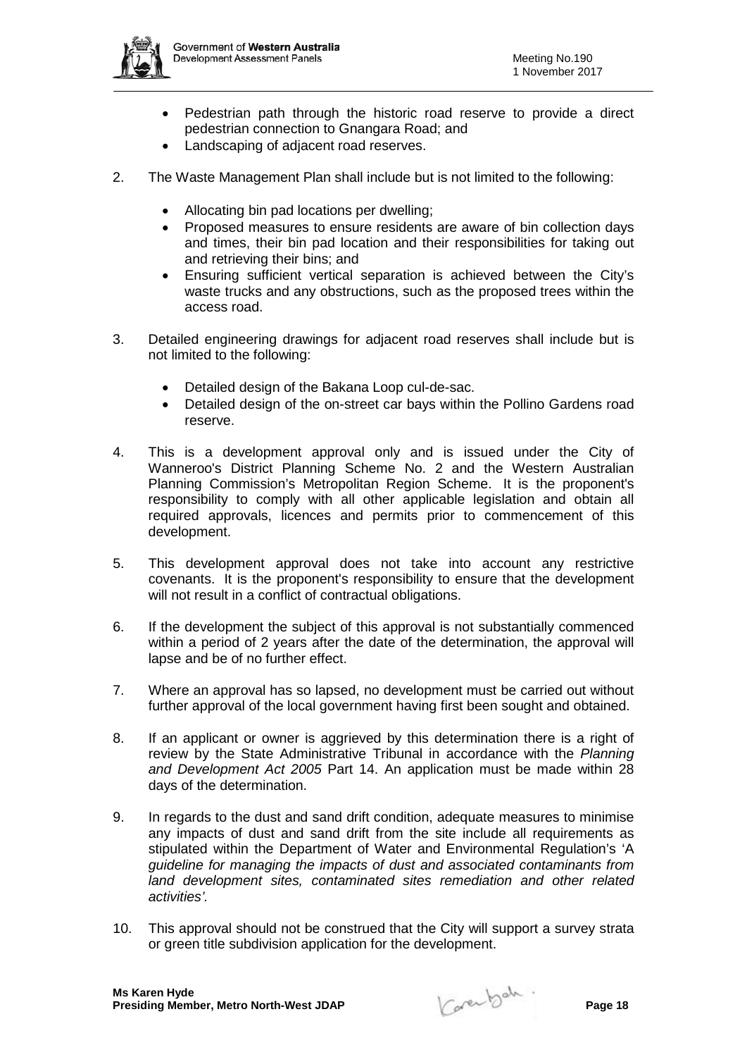- Pedestrian path through the historic road reserve to provide a direct pedestrian connection to Gnangara Road; and
- Landscaping of adjacent road reserves.

2. The Waste Management Plan shall include but is not limited to the following:

   - Allocating bin pad locations per dwelling;
   - Proposed measures to ensure residents are aware of bin collection days and times, their bin pad location and their responsibilities for taking out and retrieving their bins; and
   - Ensuring sufficient vertical separation is achieved between the City's waste trucks and any obstructions, such as the proposed trees within the access road.

3. Detailed engineering drawings for adjacent road reserves shall include but is not limited to the following:

   - Detailed design of the Bakana Loop cul-de-sac.
   - Detailed design of the on-street car bays within the Pollino Gardens road reserve.

4. This is a development approval only and is issued under the City of Wanneroo's District Planning Scheme No. 2 and the Western Australian Planning Commission's Metropolitan Region Scheme. It is the proponent's responsibility to comply with all other applicable legislation and obtain all required approvals, licences and permits prior to commencement of this development.

5. This development approval does not take into account any restrictive covenants. It is the proponent's responsibility to ensure that the development will not result in a conflict of contractual obligations.

6. If the development the subject of this approval is not substantially commenced within a period of 2 years after the date of the determination, the approval will lapse and be of no further effect.

7. Where an approval has so lapsed, no development must be carried out without further approval of the local government having first been sought and obtained.

8. If an applicant or owner is aggrieved by this determination there is a right of review by the State Administrative Tribunal in accordance with the *Planning and Development Act 2005* Part 14. An application must be made within 28 days of the determination.

9. In regards to the dust and sand drift condition, adequate measures to minimise any impacts of dust and sand drift from the site include all requirements as stipulated within the Department of Water and Environmental Regulation's '*A guideline for managing the impacts of dust and associated contaminants from land development sites, contaminated sites remediation and other related activities'*.

10. This approval should not be construed that the City will support a survey strata or green title subdivision application for the development.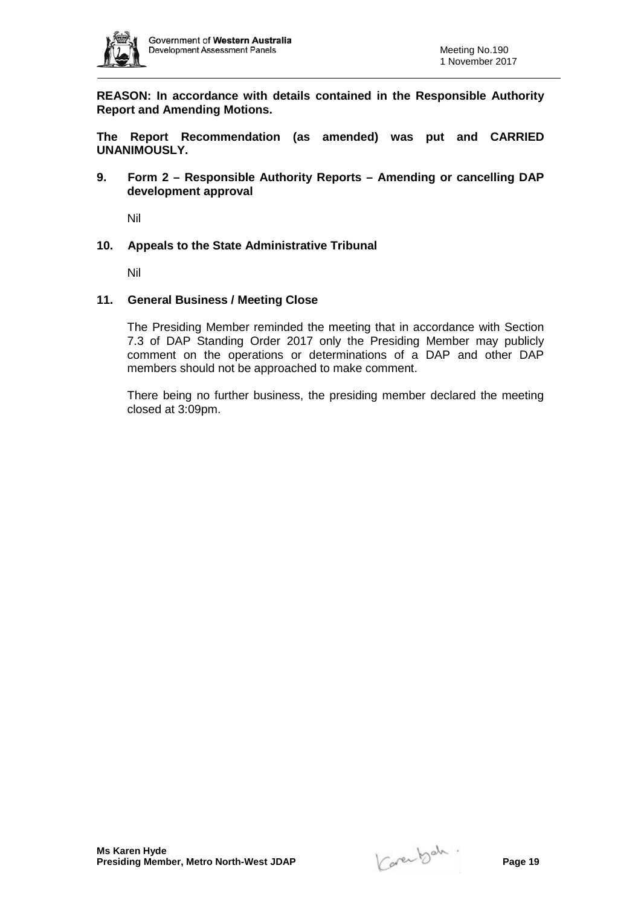**REASON: In accordance with details contained in the Responsible Authority Report and Amending Motions.**

**The Report Recommendation (as amended) was put and CARRIED UNANIMOUSLY.**

**9. Form 2 – Responsible Authority Reports – Amending or cancelling DAP development approval**

Nil

**10. Appeals to the State Administrative Tribunal**

Nil

**11. General Business / Meeting Close**

The Presiding Member reminded the meeting that in accordance with Section 7.3 of DAP Standing Order 2017 only the Presiding Member may publicly comment on the operations or determinations of a DAP and other DAP members should not be approached to make comment.

There being no further business, the presiding member declared the meeting closed at 3:09pm.